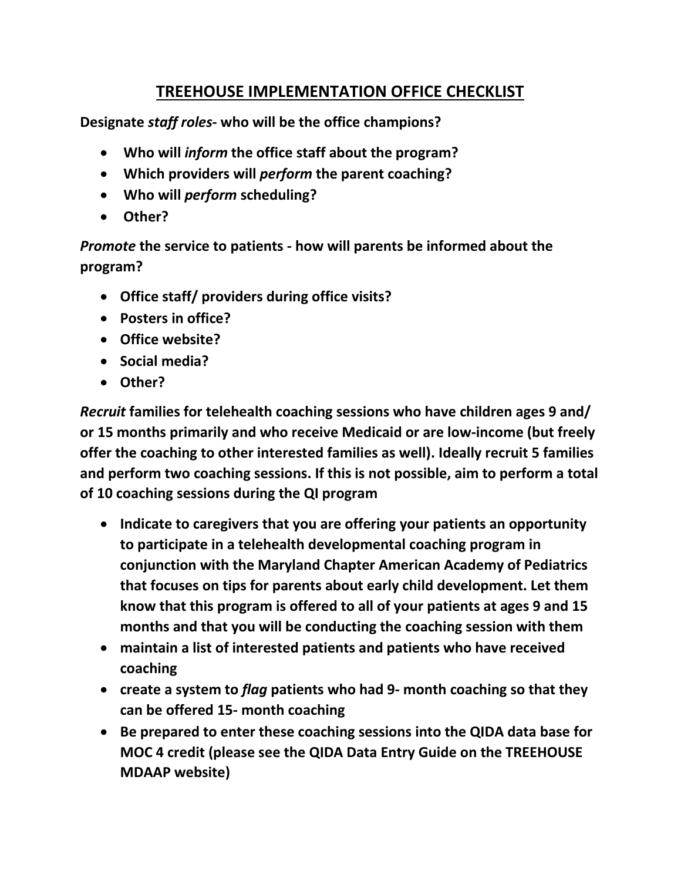# TREEHOUSE IMPLEMENTATION OFFICE CHECKLIST

**Designate *staff roles*- who will be the office champions?**

- **Who will *inform* the office staff about the program?**
- **Which providers will *perform* the parent coaching?**
- **Who will *perform* scheduling?**
- **Other?**

***Promote* the service to patients - how will parents be informed about the program?**

- **Office staff/ providers during office visits?**
- **Posters in office?**
- **Office website?**
- **Social media?**
- **Other?**

***Recruit* families for telehealth coaching sessions who have children ages 9 and/ or 15 months primarily and who receive Medicaid or are low-income (but freely offer the coaching to other interested families as well). Ideally recruit 5 families and perform two coaching sessions. If this is not possible, aim to perform a total of 10 coaching sessions during the QI program**

- **Indicate to caregivers that you are offering your patients an opportunity to participate in a telehealth developmental coaching program in conjunction with the Maryland Chapter American Academy of Pediatrics that focuses on tips for parents about early child development. Let them know that this program is offered to all of your patients at ages 9 and 15 months and that you will be conducting the coaching session with them**
- **maintain a list of interested patients and patients who have received coaching**
- **create a system to *flag* patients who had 9- month coaching so that they can be offered 15- month coaching**
- **Be prepared to enter these coaching sessions into the QIDA data base for MOC 4 credit (please see the QIDA Data Entry Guide on the TREEHOUSE MDAAP website)**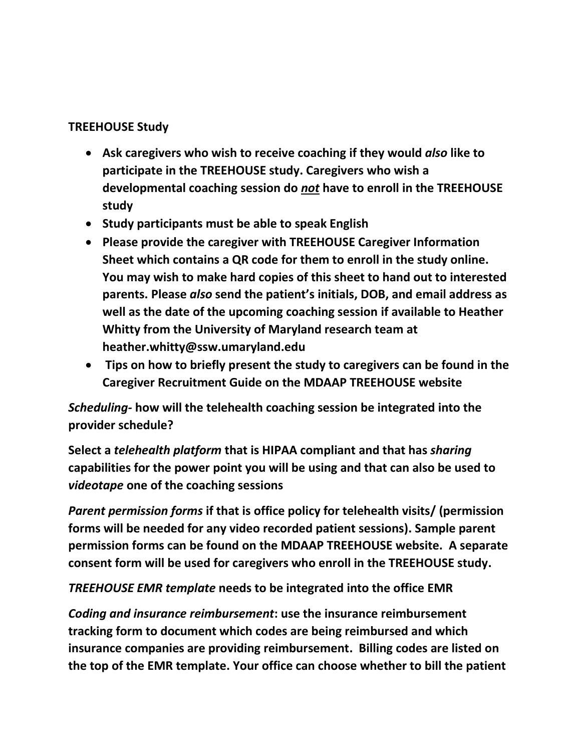**TREEHOUSE Study**

- **Ask caregivers who wish to receive coaching if they would *also* like to participate in the TREEHOUSE study. Caregivers who wish a developmental coaching session do *not* have to enroll in the TREEHOUSE study**
- **Study participants must be able to speak English**
- **Please provide the caregiver with TREEHOUSE Caregiver Information Sheet which contains a QR code for them to enroll in the study online. You may wish to make hard copies of this sheet to hand out to interested parents. Please *also* send the patient's initials, DOB, and email address as well as the date of the upcoming coaching session if available to Heather Whitty from the University of Maryland research team at heather.whitty@ssw.umaryland.edu**
- **Tips on how to briefly present the study to caregivers can be found in the Caregiver Recruitment Guide on the MDAAP TREEHOUSE website**

***Scheduling-*** **how will the telehealth coaching session be integrated into the provider schedule?**

**Select a *telehealth platform* that is HIPAA compliant and that has *sharing* capabilities for the power point you will be using and that can also be used to *videotape* one of the coaching sessions**

***Parent permission forms*** **if that is office policy for telehealth visits/ (permission forms will be needed for any video recorded patient sessions). Sample parent permission forms can be found on the MDAAP TREEHOUSE website. A separate consent form will be used for caregivers who enroll in the TREEHOUSE study.**

***TREEHOUSE EMR template*** **needs to be integrated into the office EMR**

***Coding and insurance reimbursement*: use the insurance reimbursement tracking form to document which codes are being reimbursed and which insurance companies are providing reimbursement. Billing codes are listed on the top of the EMR template. Your office can choose whether to bill the patient**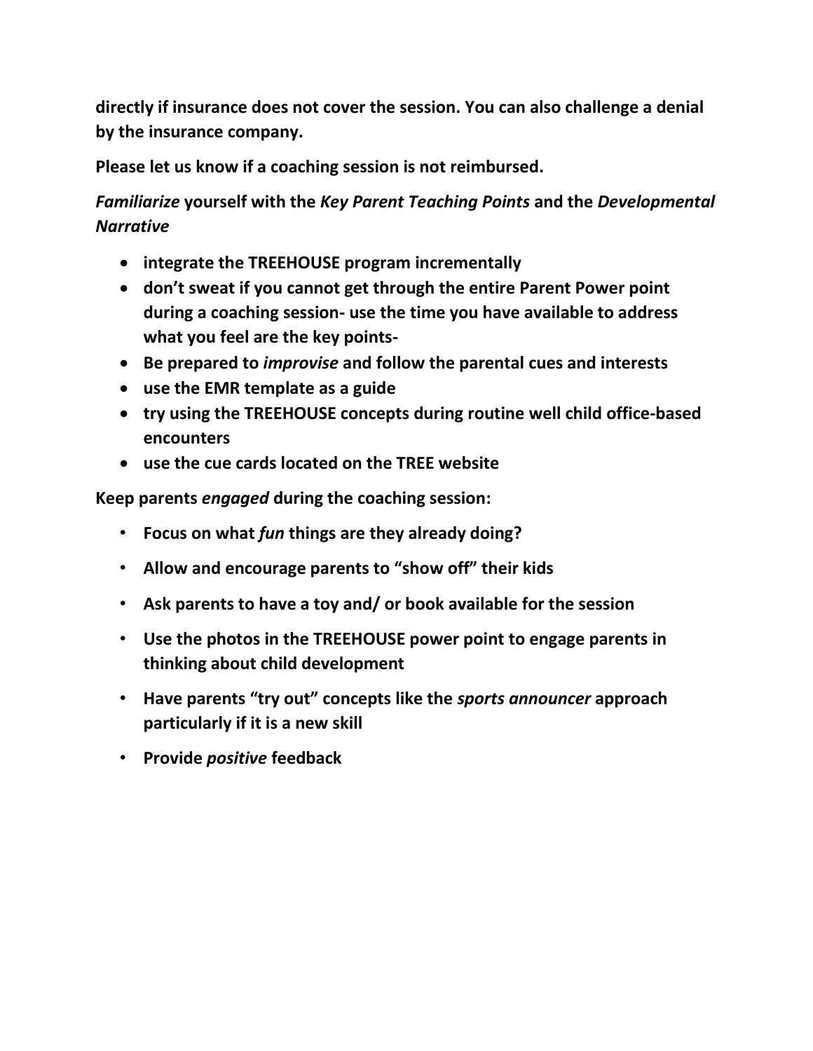**directly if insurance does not cover the session. You can also challenge a denial by the insurance company.**

**Please let us know if a coaching session is not reimbursed.**

***Familiarize* yourself with the *Key Parent Teaching Points* and the *Developmental Narrative***

- **integrate the TREEHOUSE program incrementally**
- **don't sweat if you cannot get through the entire Parent Power point during a coaching session- use the time you have available to address what you feel are the key points-**
- **Be prepared to *improvise* and follow the parental cues and interests**
- **use the EMR template as a guide**
- **try using the TREEHOUSE concepts during routine well child office-based encounters**
- **use the cue cards located on the TREE website**

**Keep parents *engaged* during the coaching session:**

- **Focus on what *fun* things are they already doing?**
- **Allow and encourage parents to "show off" their kids**
- **Ask parents to have a toy and/ or book available for the session**
- **Use the photos in the TREEHOUSE power point to engage parents in thinking about child development**
- **Have parents "try out" concepts like the *sports announcer* approach particularly if it is a new skill**
- **Provide *positive* feedback**